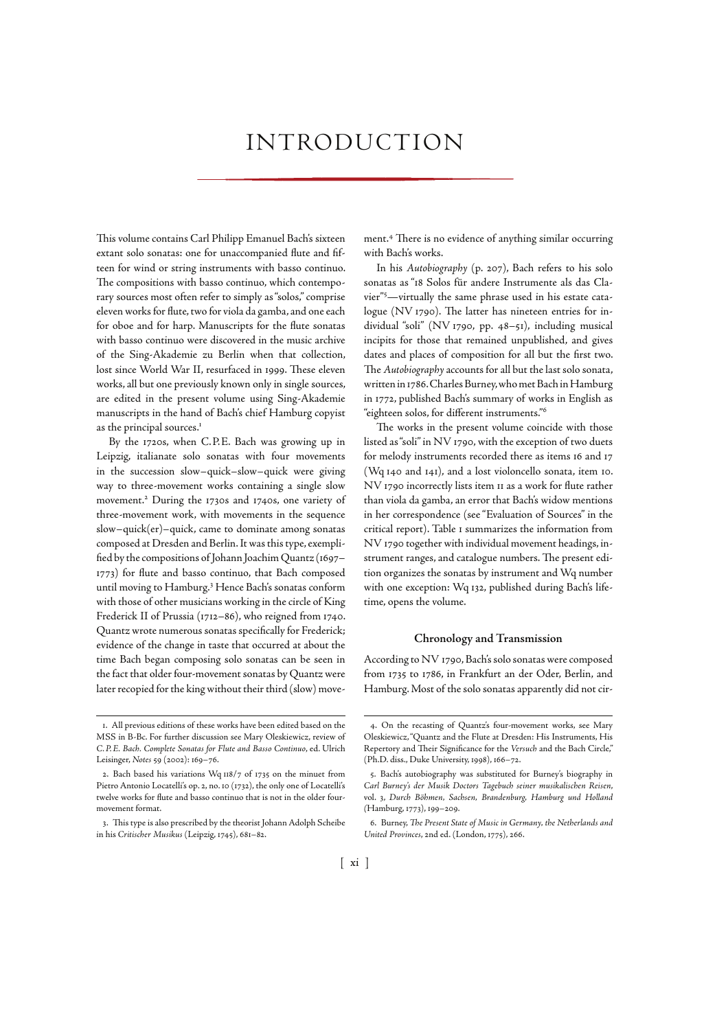# INTRODUCTION

This volume contains Carl Philipp Emanuel Bach's sixteen extant solo sonatas: one for unaccompanied flute and fifteen for wind or string instruments with basso continuo. The compositions with basso continuo, which contemporary sources most often refer to simply as "solos," comprise eleven works for flute, two for viola da gamba, and one each for oboe and for harp. Manuscripts for the flute sonatas with basso continuo were discovered in the music archive of the Sing-Akademie zu Berlin when that collection, lost since World War II, resurfaced in 1999. These eleven works, all but one previously known only in single sources, are edited in the present volume using Sing-Akademie manuscripts in the hand of Bach's chief Hamburg copyist as the principal sources.[1]

By the 1720s, when C. P. E. Bach was growing up in Leipzig, italianate solo sonatas with four movements in the succession slow–quick–slow–quick were giving way to three-movement works containing a single slow movement.[2] During the 1730s and 1740s, one variety of three-movement work, with movements in the sequence slow–quick(er)–quick, came to dominate among sonatas composed at Dresden and Berlin. It was this type, exemplified by the compositions of Johann Joachim Quantz (1697–1773) for flute and basso continuo, that Bach composed until moving to Hamburg.[3] Hence Bach's sonatas conform with those of other musicians working in the circle of King Frederick II of Prussia (1712–86), who reigned from 1740. Quantz wrote numerous sonatas specifically for Frederick; evidence of the change in taste that occurred at about the time Bach began composing solo sonatas can be seen in the fact that older four-movement sonatas by Quantz were later recopied for the king without their third (slow) movement.[4] There is no evidence of anything similar occurring with Bach's works.

In his *Autobiography* (p. 207), Bach refers to his solo sonatas as "18 Solos für andere Instrumente als das Clavier"[5]—virtually the same phrase used in his estate catalogue (NV 1790). The latter has nineteen entries for individual "soli" (NV 1790, pp. 48–51), including musical incipits for those that remained unpublished, and gives dates and places of composition for all but the first two. The *Autobiography* accounts for all but the last solo sonata, written in 1786. Charles Burney, who met Bach in Hamburg in 1772, published Bach's summary of works in English as "eighteen solos, for different instruments."[6]

The works in the present volume coincide with those listed as "soli" in NV 1790, with the exception of two duets for melody instruments recorded there as items 16 and 17 (Wq 140 and 141), and a lost violoncello sonata, item 10. NV 1790 incorrectly lists item 11 as a work for flute rather than viola da gamba, an error that Bach's widow mentions in her correspondence (see "Evaluation of Sources" in the critical report). Table 1 summarizes the information from NV 1790 together with individual movement headings, instrument ranges, and catalogue numbers. The present edition organizes the sonatas by instrument and Wq number with one exception: Wq 132, published during Bach's lifetime, opens the volume.

### Chronology and Transmission

According to NV 1790, Bach's solo sonatas were composed from 1735 to 1786, in Frankfurt an der Oder, Berlin, and Hamburg. Most of the solo sonatas apparently did not cir-

---

1. All previous editions of these works have been edited based on the MSS in B-Bc. For further discussion see Mary Oleskiewicz, review of *C. P. E. Bach. Complete Sonatas for Flute and Basso Continuo*, ed. Ulrich Leisinger, *Notes* 59 (2002): 169–76.

2. Bach based his variations Wq 118/7 of 1735 on the minuet from Pietro Antonio Locatelli's op. 2, no. 10 (1732), the only one of Locatelli's twelve works for flute and basso continuo that is not in the older four-movement format.

3. This type is also prescribed by the theorist Johann Adolph Scheibe in his *Critischer Musikus* (Leipzig, 1745), 681–82.

4. On the recasting of Quantz's four-movement works, see Mary Oleskiewicz, "Quantz and the Flute at Dresden: His Instruments, His Repertory and Their Significance for the *Versuch* and the Bach Circle," (Ph.D. diss., Duke University, 1998), 166–72.

5. Bach's autobiography was substituted for Burney's biography in *Carl Burney's der Musik Doctors Tagebuch seiner musikalischen Reisen*, vol. 3, *Durch Böhmen, Sachsen, Brandenburg, Hamburg und Holland* (Hamburg, 1773), 199–209.

6. Burney, *The Present State of Music in Germany, the Netherlands and United Provinces*, 2nd ed. (London, 1775), 266.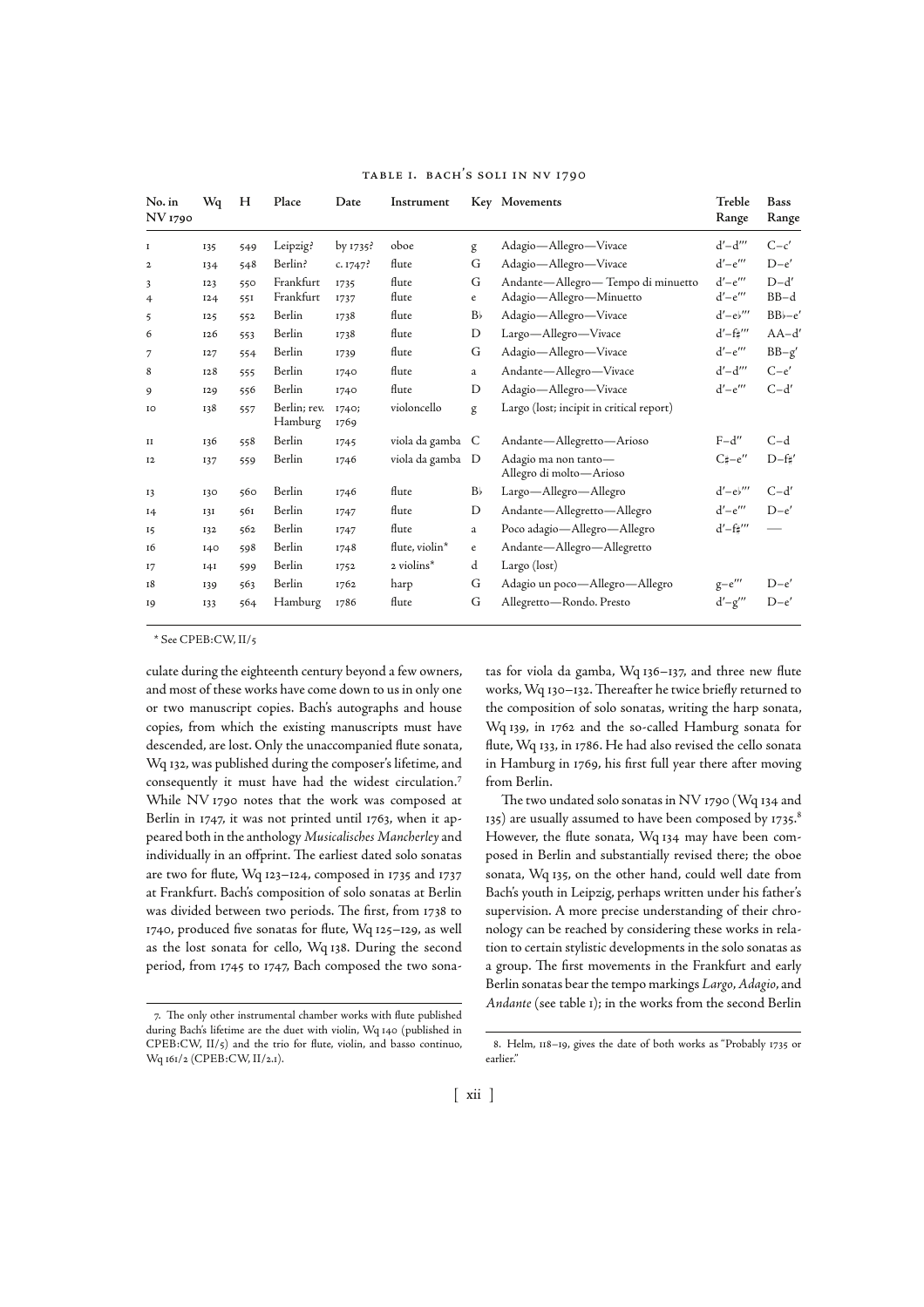### TABLE 1. BACH'S SOLI IN NV 1790

| No. in NV 1790 | Wq | H | Place | Date | Instrument | Key | Movements | Treble Range | Bass Range |
|---|---|---|---|---|---|---|---|---|---|
| 1 | 135 | 549 | Leipzig? | by 1735? | oboe | g | Adagio—Allegro—Vivace | d′–d‴ | C–c′ |
| 2 | 134 | 548 | Berlin? | c. 1747? | flute | G | Adagio—Allegro—Vivace | d′–e‴ | D–e′ |
| 3 | 123 | 550 | Frankfurt | 1735 | flute | G | Andante—Allegro— Tempo di minuetto | d′–e‴ | D–d′ |
| 4 | 124 | 551 | Frankfurt | 1737 | flute | e | Adagio—Allegro—Minuetto | d′–e‴ | BB–d |
| 5 | 125 | 552 | Berlin | 1738 | flute | B♭ | Adagio—Allegro—Vivace | d′–e♭‴ | BB♭–e′ |
| 6 | 126 | 553 | Berlin | 1738 | flute | D | Largo—Allegro—Vivace | d′–f♯‴ | AA–d′ |
| 7 | 127 | 554 | Berlin | 1739 | flute | G | Adagio—Allegro—Vivace | d′–e‴ | BB–g′ |
| 8 | 128 | 555 | Berlin | 1740 | flute | a | Andante—Allegro—Vivace | d′–d‴ | C–e′ |
| 9 | 129 | 556 | Berlin | 1740 | flute | D | Adagio—Allegro—Vivace | d′–e‴ | C–d′ |
| 10 | 138 | 557 | Berlin; rev. Hamburg | 1740; 1769 | violoncello | g | Largo (lost; incipit in critical report) | | |
| 11 | 136 | 558 | Berlin | 1745 | viola da gamba | C | Andante—Allegretto—Arioso | F–d″ | C–d |
| 12 | 137 | 559 | Berlin | 1746 | viola da gamba | D | Adagio ma non tanto—Allegro di molto—Arioso | C♯–e″ | D–f♯′ |
| 13 | 130 | 560 | Berlin | 1746 | flute | B♭ | Largo—Allegro—Allegro | d′–e♭‴ | C–d′ |
| 14 | 131 | 561 | Berlin | 1747 | flute | D | Andante—Allegretto—Allegro | d′–e‴ | D–e′ |
| 15 | 132 | 562 | Berlin | 1747 | flute | a | Poco adagio—Allegro—Allegro | d′–f♯‴ | — |
| 16 | 140 | 598 | Berlin | 1748 | flute, violin* | e | Andante—Allegro—Allegretto | | |
| 17 | 141 | 599 | Berlin | 1752 | 2 violins* | d | Largo (lost) | | |
| 18 | 139 | 563 | Berlin | 1762 | harp | G | Adagio un poco—Allegro—Allegro | g–e‴ | D–e′ |
| 19 | 133 | 564 | Hamburg | 1786 | flute | G | Allegretto—Rondo. Presto | d′–g‴ | D–e′ |

* See CPEB:CW, II/5

culate during the eighteenth century beyond a few owners, and most of these works have come down to us in only one or two manuscript copies. Bach's autographs and house copies, from which the existing manuscripts must have descended, are lost. Only the unaccompanied flute sonata, Wq 132, was published during the composer's lifetime, and consequently it must have had the widest circulation.[7] While NV 1790 notes that the work was composed at Berlin in 1747, it was not printed until 1763, when it appeared both in the anthology *Musicalisches Mancherley* and individually in an offprint. The earliest dated solo sonatas are two for flute, Wq 123–124, composed in 1735 and 1737 at Frankfurt. Bach's composition of solo sonatas at Berlin was divided between two periods. The first, from 1738 to 1740, produced five sonatas for flute, Wq 125–129, as well as the lost sonata for cello, Wq 138. During the second period, from 1745 to 1747, Bach composed the two sonatas for viola da gamba, Wq 136–137, and three new flute works, Wq 130–132. Thereafter he twice briefly returned to the composition of solo sonatas, writing the harp sonata, Wq 139, in 1762 and the so-called Hamburg sonata for flute, Wq 133, in 1786. He had also revised the cello sonata in Hamburg in 1769, his first full year there after moving from Berlin.

The two undated solo sonatas in NV 1790 (Wq 134 and 135) are usually assumed to have been composed by 1735.[8] However, the flute sonata, Wq 134 may have been composed in Berlin and substantially revised there; the oboe sonata, Wq 135, on the other hand, could well date from Bach's youth in Leipzig, perhaps written under his father's supervision. A more precise understanding of their chronology can be reached by considering these works in relation to certain stylistic developments in the solo sonatas as a group. The first movements in the Frankfurt and early Berlin sonatas bear the tempo markings *Largo*, *Adagio*, and *Andante* (see table 1); in the works from the second Berlin

7. The only other instrumental chamber works with flute published during Bach's lifetime are the duet with violin, Wq 140 (published in CPEB:CW, II/5) and the trio for flute, violin, and basso continuo, Wq 161/2 (CPEB:CW, II/2.1).

8. Helm, 118–19, gives the date of both works as "Probably 1735 or earlier."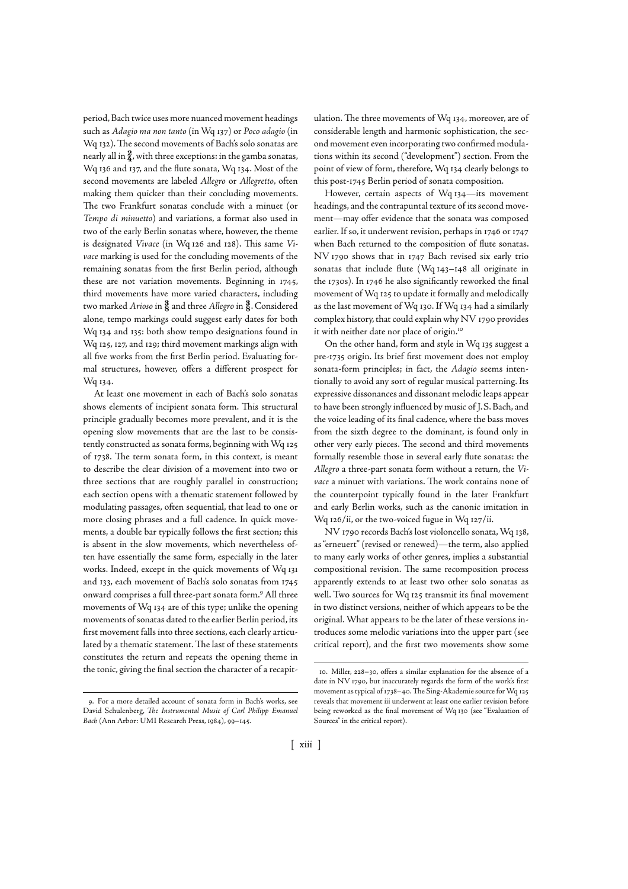period, Bach twice uses more nuanced movement headings such as *Adagio ma non tanto* (in Wq 137) or *Poco adagio* (in Wq 132). The second movements of Bach's solo sonatas are nearly all in $\frac{2}{4}$, with three exceptions: in the gamba sonatas, Wq 136 and 137, and the flute sonata, Wq 134. Most of the second movements are labeled *Allegro* or *Allegretto*, often making them quicker than their concluding movements. The two Frankfurt sonatas conclude with a minuet (or *Tempo di minuetto*) and variations, a format also used in two of the early Berlin sonatas where, however, the theme is designated *Vivace* (in Wq 126 and 128). This same *Vivace* marking is used for the concluding movements of the remaining sonatas from the first Berlin period, although these are not variation movements. Beginning in 1745, third movements have more varied characters, including two marked *Arioso* in $\frac{3}{8}$ and three *Allegro* in $\frac{3}{8}$. Considered alone, tempo markings could suggest early dates for both Wq 134 and 135: both show tempo designations found in Wq 125, 127, and 129; third movement markings align with all five works from the first Berlin period. Evaluating formal structures, however, offers a different prospect for Wq 134.

At least one movement in each of Bach's solo sonatas shows elements of incipient sonata form. This structural principle gradually becomes more prevalent, and it is the opening slow movements that are the last to be consistently constructed as sonata forms, beginning with Wq 125 of 1738. The term sonata form, in this context, is meant to describe the clear division of a movement into two or three sections that are roughly parallel in construction; each section opens with a thematic statement followed by modulating passages, often sequential, that lead to one or more closing phrases and a full cadence. In quick movements, a double bar typically follows the first section; this is absent in the slow movements, which nevertheless often have essentially the same form, especially in the later works. Indeed, except in the quick movements of Wq 131 and 133, each movement of Bach's solo sonatas from 1745 onward comprises a full three-part sonata form.[9] All three movements of Wq 134 are of this type; unlike the opening movements of sonatas dated to the earlier Berlin period, its first movement falls into three sections, each clearly articulated by a thematic statement. The last of these statements constitutes the return and repeats the opening theme in the tonic, giving the final section the character of a recapitulation. The three movements of Wq 134, moreover, are of considerable length and harmonic sophistication, the second movement even incorporating two confirmed modulations within its second ("development") section. From the point of view of form, therefore, Wq 134 clearly belongs to this post-1745 Berlin period of sonata composition.

However, certain aspects of Wq 134—its movement headings, and the contrapuntal texture of its second movement—may offer evidence that the sonata was composed earlier. If so, it underwent revision, perhaps in 1746 or 1747 when Bach returned to the composition of flute sonatas. NV 1790 shows that in 1747 Bach revised six early trio sonatas that include flute (Wq 143–148 all originate in the 1730s). In 1746 he also significantly reworked the final movement of Wq 125 to update it formally and melodically as the last movement of Wq 130. If Wq 134 had a similarly complex history, that could explain why NV 1790 provides it with neither date nor place of origin.[10]

On the other hand, form and style in Wq 135 suggest a pre-1735 origin. Its brief first movement does not employ sonata-form principles; in fact, the *Adagio* seems intentionally to avoid any sort of regular musical patterning. Its expressive dissonances and dissonant melodic leaps appear to have been strongly influenced by music of J. S. Bach, and the voice leading of its final cadence, where the bass moves from the sixth degree to the dominant, is found only in other very early pieces. The second and third movements formally resemble those in several early flute sonatas: the *Allegro* a three-part sonata form without a return, the *Vivace* a minuet with variations. The work contains none of the counterpoint typically found in the later Frankfurt and early Berlin works, such as the canonic imitation in Wq 126/ii, or the two-voiced fugue in Wq 127/ii.

NV 1790 records Bach's lost violoncello sonata, Wq 138, as "erneuert" (revised or renewed)—the term, also applied to many early works of other genres, implies a substantial compositional revision. The same recomposition process apparently extends to at least two other solo sonatas as well. Two sources for Wq 125 transmit its final movement in two distinct versions, neither of which appears to be the original. What appears to be the later of these versions introduces some melodic variations into the upper part (see critical report), and the first two movements show some

9. For a more detailed account of sonata form in Bach's works, see David Schulenberg, *The Instrumental Music of Carl Philipp Emanuel Bach* (Ann Arbor: UMI Research Press, 1984), 99–145.

10. Miller, 228–30, offers a similar explanation for the absence of a date in NV 1790, but inaccurately regards the form of the work's first movement as typical of 1738–40. The Sing-Akademie source for Wq 125 reveals that movement iii underwent at least one earlier revision before being reworked as the final movement of Wq 130 (see "Evaluation of Sources" in the critical report).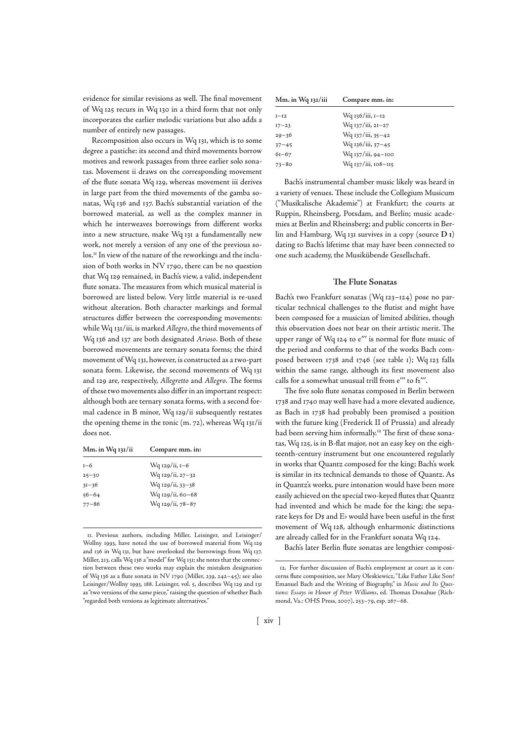evidence for similar revisions as well. The final movement of Wq 125 recurs in Wq 130 in a third form that not only incorporates the earlier melodic variations but also adds a number of entirely new passages.

Recomposition also occurs in Wq 131, which is to some degree a pastiche: its second and third movements borrow motives and rework passages from three earlier solo sonatas. Movement ii draws on the corresponding movement of the flute sonata Wq 129, whereas movement iii derives in large part from the third movements of the gamba sonatas, Wq 136 and 137. Bach's substantial variation of the borrowed material, as well as the complex manner in which he interweaves borrowings from different works into a new structure, make Wq 131 a fundamentally new work, not merely a version of any one of the previous solos.[11] In view of the nature of the reworkings and the inclusion of both works in NV 1790, there can be no question that Wq 129 remained, in Bach's view, a valid, independent flute sonata. The measures from which musical material is borrowed are listed below. Very little material is re-used without alteration. Both character markings and formal structures differ between the corresponding movements: while Wq 131/iii, is marked *Allegro*, the third movements of Wq 136 and 137 are both designated *Arioso*. Both of these borrowed movements are ternary sonata forms; the third movement of Wq 131, however, is constructed as a two-part sonata form. Likewise, the second movements of Wq 131 and 129 are, respectively, *Allegretto* and *Allegro*. The forms of these two movements also differ in an important respect: although both are ternary sonata forms, with a second formal cadence in B minor, Wq 129/ii subsequently restates the opening theme in the tonic (m. 72), whereas Wq 131/ii does not.

| Mm. in Wq 131/ii | Compare mm. in: |
|---|---|
| 1–6 | Wq 129/ii, 1–6 |
| 25–30 | Wq 129/ii, 27–32 |
| 31–36 | Wq 129/ii, 33–38 |
| 56–64 | Wq 129/ii, 60–68 |
| 77–86 | Wq 129/ii, 78–87 |

| Mm. in Wq 131/iii | Compare mm. in: |
|---|---|
| 1–12 | Wq 136/iii, 1–12 |
| 17–23 | Wq 137/iii, 21–27 |
| 29–36 | Wq 137/iii, 35–42 |
| 37–45 | Wq 136/iii, 37–45 |
| 61–67 | Wq 137/iii, 94–100 |
| 73–80 | Wq 137/iii, 108–115 |

Bach's instrumental chamber music likely was heard in a variety of venues. These include the Collegium Musicum ("Musikalische Akademie") at Frankfurt; the courts at Ruppin, Rheinsberg, Potsdam, and Berlin; music academies at Berlin and Rheinsberg; and public concerts in Berlin and Hamburg. Wq 131 survives in a copy (source **D 1**) dating to Bach's lifetime that may have been connected to one such academy, the Musikübende Gesellschaft.

### The Flute Sonatas

Bach's two Frankfurt sonatas (Wq 123–124) pose no particular technical challenges to the flutist and might have been composed for a musician of limited abilities, though this observation does not bear on their artistic merit. The upper range of Wq 124 to e‴ is normal for flute music of the period and conforms to that of the works Bach composed between 1738 and 1746 (see table 1); Wq 123 falls within the same range, although its first movement also calls for a somewhat unusual trill from e‴ to f♮‴.

The five solo flute sonatas composed in Berlin between 1738 and 1740 may well have had a more elevated audience, as Bach in 1738 had probably been promised a position with the future king (Frederick II of Prussia) and already had been serving him informally.[12] The first of these sonatas, Wq 125, is in B-flat major, not an easy key on the eighteenth-century instrument but one encountered regularly in works that Quantz composed for the king; Bach's work is similar in its technical demands to those of Quantz. As in Quantz's works, pure intonation would have been more easily achieved on the special two-keyed flutes that Quantz had invented and which he made for the king; the separate keys for D♯ and E♭ would have been useful in the first movement of Wq 128, although enharmonic distinctions are already called for in the Frankfurt sonata Wq 124.

Bach's later Berlin flute sonatas are lengthier composi-

---

11. Previous authors, including Miller, Leisinger, and Leisinger/Wollny 1993, have noted the use of borrowed material from Wq 129 and 136 in Wq 131, but have overlooked the borrowings from Wq 137. Miller, 213, calls Wq 136 a "model" for Wq 131; she notes that the connection between these two works may explain the mistaken designation of Wq 136 as a flute sonata in NV 1790 (Miller, 239, 242–45); see also Leisinger/Wollny 1993, 188. Leisinger, vol. 5, describes Wq 129 and 131 as "two versions of the same piece," raising the question of whether Bach "regarded both versions as legitimate alternatives."

12. For further discussion of Bach's employment at court as it concerns flute composition, see Mary Oleskiewicz, "Like Father Like Son? Emanuel Bach and the Writing of Biography," in *Music and Its Questions: Essays in Honor of Peter Williams*, ed. Thomas Donahue (Richmond, Va.: OHS Press, 2007), 253–79, esp. 267–68.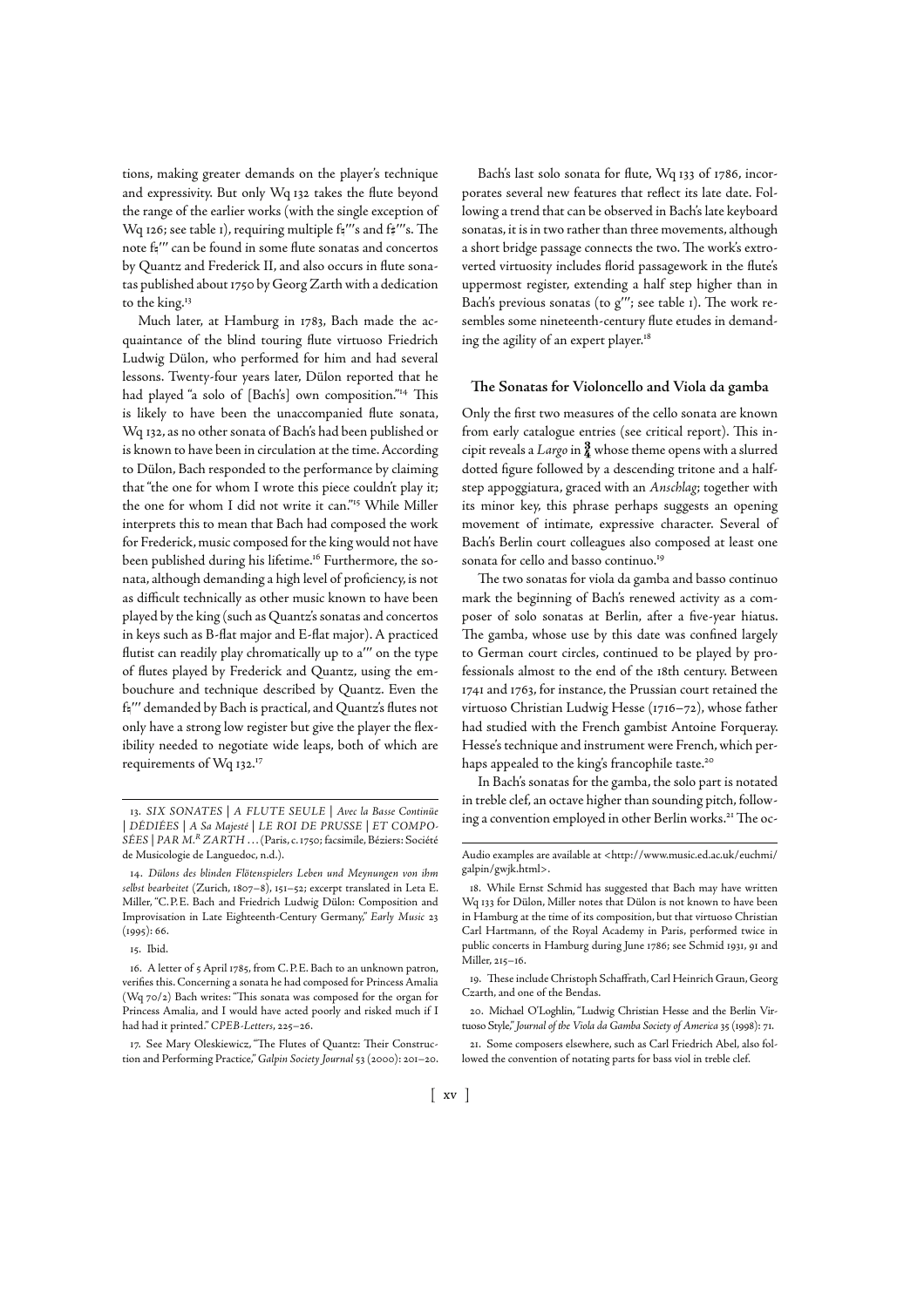tions, making greater demands on the player's technique and expressivity. But only Wq 132 takes the flute beyond the range of the earlier works (with the single exception of Wq 126; see table 1), requiring multiple f♮‴s and f♯‴s. The note f♮‴ can be found in some flute sonatas and concertos by Quantz and Frederick II, and also occurs in flute sonatas published about 1750 by Georg Zarth with a dedication to the king.[13]

Much later, at Hamburg in 1783, Bach made the acquaintance of the blind touring flute virtuoso Friedrich Ludwig Dülon, who performed for him and had several lessons. Twenty-four years later, Dülon reported that he had played "a solo of [Bach's] own composition."[14] This is likely to have been the unaccompanied flute sonata, Wq 132, as no other sonata of Bach's had been published or is known to have been in circulation at the time. According to Dülon, Bach responded to the performance by claiming that "the one for whom I wrote this piece couldn't play it; the one for whom I did not write it can."[15] While Miller interprets this to mean that Bach had composed the work for Frederick, music composed for the king would not have been published during his lifetime.[16] Furthermore, the sonata, although demanding a high level of proficiency, is not as difficult technically as other music known to have been played by the king (such as Quantz's sonatas and concertos in keys such as B-flat major and E-flat major). A practiced flutist can readily play chromatically up to a‴ on the type of flutes played by Frederick and Quantz, using the embouchure and technique described by Quantz. Even the f♮‴ demanded by Bach is practical, and Quantz's flutes not only have a strong low register but give the player the flexibility needed to negotiate wide leaps, both of which are requirements of Wq 132.[17]

Bach's last solo sonata for flute, Wq 133 of 1786, incorporates several new features that reflect its late date. Following a trend that can be observed in Bach's late keyboard sonatas, it is in two rather than three movements, although a short bridge passage connects the two. The work's extroverted virtuosity includes florid passagework in the flute's uppermost register, extending a half step higher than in Bach's previous sonatas (to g‴; see table 1). The work resembles some nineteenth-century flute etudes in demanding the agility of an expert player.[18]

## The Sonatas for Violoncello and Viola da gamba

Only the first two measures of the cello sonata are known from early catalogue entries (see critical report). This incipit reveals a *Largo* in $\frac{3}{4}$ whose theme opens with a slurred dotted figure followed by a descending tritone and a half-step appoggiatura, graced with an *Anschlag*; together with its minor key, this phrase perhaps suggests an opening movement of intimate, expressive character. Several of Bach's Berlin court colleagues also composed at least one sonata for cello and basso continuo.[19]

The two sonatas for viola da gamba and basso continuo mark the beginning of Bach's renewed activity as a composer of solo sonatas at Berlin, after a five-year hiatus. The gamba, whose use by this date was confined largely to German court circles, continued to be played by professionals almost to the end of the 18th century. Between 1741 and 1763, for instance, the Prussian court retained the virtuoso Christian Ludwig Hesse (1716–72), whose father had studied with the French gambist Antoine Forqueray. Hesse's technique and instrument were French, which perhaps appealed to the king's francophile taste.[20]

In Bach's sonatas for the gamba, the solo part is notated in treble clef, an octave higher than sounding pitch, following a convention employed in other Berlin works.[21] The oc-

---

13. *SIX SONATES | A FLUTE SEULE | Avec la Basse Continüe | DÉDIÉES | A Sa Majesté | LE ROI DE PRUSSE | ET COMPOSÉES | PAR M.R ZARTH* . . . (Paris, c. 1750; facsimile, Béziers: Société de Musicologie de Languedoc, n.d.).

14. *Dülons des blinden Flötenspielers Leben und Meynungen von ihm selbst bearbeitet* (Zurich, 1807–8), 151–52; excerpt translated in Leta E. Miller, "C.P.E. Bach and Friedrich Ludwig Dülon: Composition and Improvisation in Late Eighteenth-Century Germany," *Early Music* 23 (1995): 66.

15. Ibid.

16. A letter of 5 April 1785, from C.P.E. Bach to an unknown patron, verifies this. Concerning a sonata he had composed for Princess Amalia (Wq 70/2) Bach writes: "This sonata was composed for the organ for Princess Amalia, and I would have acted poorly and risked much if I had had it printed." *CPEB-Letters*, 225–26.

17. See Mary Oleskiewicz, "The Flutes of Quantz: Their Construction and Performing Practice," *Galpin Society Journal* 53 (2000): 201–20. Audio examples are available at <http://www.music.ed.ac.uk/euchmi/galpin/gwjk.html>.

18. While Ernst Schmid has suggested that Bach may have written Wq 133 for Dülon, Miller notes that Dülon is not known to have been in Hamburg at the time of its composition, but that virtuoso Christian Carl Hartmann, of the Royal Academy in Paris, performed twice in public concerts in Hamburg during June 1786; see Schmid 1931, 91 and Miller, 215–16.

19. These include Christoph Schaffrath, Carl Heinrich Graun, Georg Czarth, and one of the Bendas.

20. Michael O'Loghlin, "Ludwig Christian Hesse and the Berlin Virtuoso Style," *Journal of the Viola da Gamba Society of America* 35 (1998): 71.

21. Some composers elsewhere, such as Carl Friedrich Abel, also followed the convention of notating parts for bass viol in treble clef.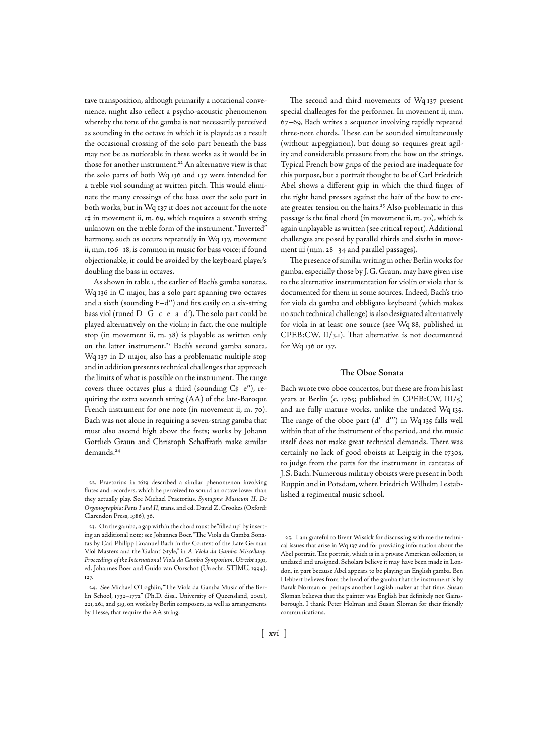tave transposition, although primarily a notational convenience, might also reflect a psycho-acoustic phenomenon whereby the tone of the gamba is not necessarily perceived as sounding in the octave in which it is played; as a result the occasional crossing of the solo part beneath the bass may not be as noticeable in these works as it would be in those for another instrument.[22] An alternative view is that the solo parts of both Wq 136 and 137 were intended for a treble viol sounding at written pitch. This would eliminate the many crossings of the bass over the solo part in both works, but in Wq 137 it does not account for the note c♯ in movement ii, m. 69, which requires a seventh string unknown on the treble form of the instrument. "Inverted" harmony, such as occurs repeatedly in Wq 137, movement ii, mm. 106–18, is common in music for bass voice; if found objectionable, it could be avoided by the keyboard player's doubling the bass in octaves.

As shown in table 1, the earlier of Bach's gamba sonatas, Wq 136 in C major, has a solo part spanning two octaves and a sixth (sounding F–d″) and fits easily on a six-string bass viol (tuned D–G–c–e–a–d′). The solo part could be played alternatively on the violin; in fact, the one multiple stop (in movement ii, m. 38) is playable as written only on the latter instrument.[23] Bach's second gamba sonata, Wq 137 in D major, also has a problematic multiple stop and in addition presents technical challenges that approach the limits of what is possible on the instrument. The range covers three octaves plus a third (sounding C♯–e″), requiring the extra seventh string (AA) of the late-Baroque French instrument for one note (in movement ii, m. 70). Bach was not alone in requiring a seven-string gamba that must also ascend high above the frets; works by Johann Gottlieb Graun and Christoph Schaffrath make similar demands.[24]

The second and third movements of Wq 137 present special challenges for the performer. In movement ii, mm. 67–69, Bach writes a sequence involving rapidly repeated three-note chords. These can be sounded simultaneously (without arpeggiation), but doing so requires great agility and considerable pressure from the bow on the strings. Typical French bow grips of the period are inadequate for this purpose, but a portrait thought to be of Carl Friedrich Abel shows a different grip in which the third finger of the right hand presses against the hair of the bow to create greater tension on the hairs.[25] Also problematic in this passage is the final chord (in movement ii, m. 70), which is again unplayable as written (see critical report). Additional challenges are posed by parallel thirds and sixths in movement iii (mm. 28–34 and parallel passages).

The presence of similar writing in other Berlin works for gamba, especially those by J. G. Graun, may have given rise to the alternative instrumentation for violin or viola that is documented for them in some sources. Indeed, Bach's trio for viola da gamba and obbligato keyboard (which makes no such technical challenge) is also designated alternatively for viola in at least one source (see Wq 88, published in CPEB:CW, II/3.1). That alternative is not documented for Wq 136 or 137.

## The Oboe Sonata

Bach wrote two oboe concertos, but these are from his last years at Berlin (c. 1765; published in CPEB:CW, III/5) and are fully mature works, unlike the undated Wq 135. The range of the oboe part (d′–d‴) in Wq 135 falls well within that of the instrument of the period, and the music itself does not make great technical demands. There was certainly no lack of good oboists at Leipzig in the 1730s, to judge from the parts for the instrument in cantatas of J. S. Bach. Numerous military oboists were present in both Ruppin and in Potsdam, where Friedrich Wilhelm I established a regimental music school.

---

22. Praetorius in 1619 described a similar phenomenon involving flutes and recorders, which he perceived to sound an octave lower than they actually play. See Michael Praetorius, *Syntagma Musicum II, De Organographia: Parts I and II*, trans. and ed. David Z. Crookes (Oxford: Clarendon Press, 1986), 36.

23. On the gamba, a gap within the chord must be "filled up" by inserting an additional note; see Johannes Boer, "The Viola da Gamba Sonatas by Carl Philipp Emanuel Bach in the Context of the Late German Viol Masters and the 'Galant' Style," in *A Viola da Gamba Miscellany: Proceedings of the International Viola da Gamba Symposium, Utrecht 1991*, ed. Johannes Boer and Guido van Oorschot (Utrecht: STIMU, 1994), 127.

24. See Michael O'Loghlin, "The Viola da Gamba Music of the Berlin School, 1732–1772" (Ph.D. diss., University of Queensland, 2002), 221, 261, and 319, on works by Berlin composers, as well as arrangements by Hesse, that require the AA string.

25. I am grateful to Brent Wissick for discussing with me the technical issues that arise in Wq 137 and for providing information about the Abel portrait. The portrait, which is in a private American collection, is undated and unsigned. Scholars believe it may have been made in London, in part because Abel appears to be playing an English gamba. Ben Hebbert believes from the head of the gamba that the instrument is by Barak Norman or perhaps another English maker at that time. Susan Sloman believes that the painter was English but definitely not Gainsborough. I thank Peter Holman and Susan Sloman for their friendly communications.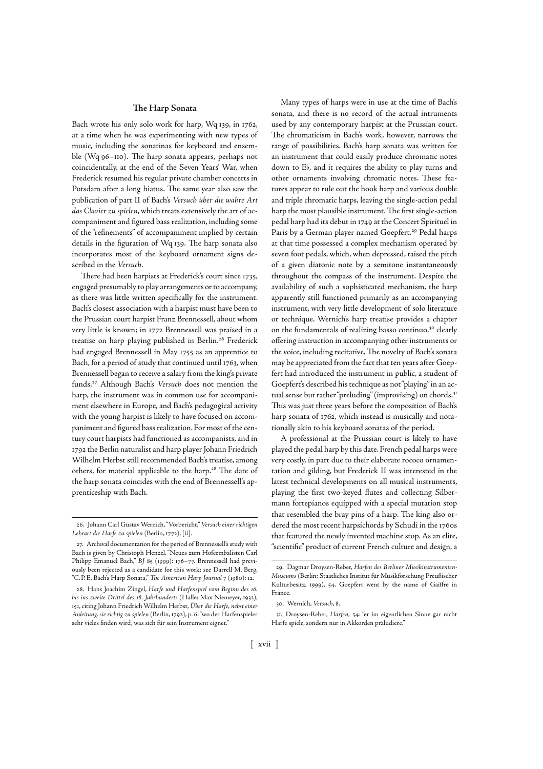### The Harp Sonata

Bach wrote his only solo work for harp, Wq 139, in 1762, at a time when he was experimenting with new types of music, including the sonatinas for keyboard and ensemble (Wq 96–110). The harp sonata appears, perhaps not coincidentally, at the end of the Seven Years' War, when Frederick resumed his regular private chamber concerts in Potsdam after a long hiatus. The same year also saw the publication of part II of Bach's *Versuch über die wahre Art das Clavier zu spielen*, which treats extensively the art of accompaniment and figured bass realization, including some of the "refinements" of accompaniment implied by certain details in the figuration of Wq 139. The harp sonata also incorporates most of the keyboard ornament signs described in the *Versuch*.

There had been harpists at Frederick's court since 1735, engaged presumably to play arrangements or to accompany, as there was little written specifically for the instrument. Bach's closest association with a harpist must have been to the Prussian court harpist Franz Brennessell, about whom very little is known; in 1772 Brennessell was praised in a treatise on harp playing published in Berlin.[26] Frederick had engaged Brennessell in May 1755 as an apprentice to Bach, for a period of study that continued until 1763, when Brennessell began to receive a salary from the king's private funds.[27] Although Bach's *Versuch* does not mention the harp, the instrument was in common use for accompaniment elsewhere in Europe, and Bach's pedagogical activity with the young harpist is likely to have focused on accompaniment and figured bass realization. For most of the century court harpists had functioned as accompanists, and in 1792 the Berlin naturalist and harp player Johann Friedrich Wilhelm Herbst still recommended Bach's treatise, among others, for material applicable to the harp.[28] The date of the harp sonata coincides with the end of Brennessell's apprenticeship with Bach.

Many types of harps were in use at the time of Bach's sonata, and there is no record of the actual intruments used by any contemporary harpist at the Prussian court. The chromaticism in Bach's work, however, narrows the range of possibilities. Bach's harp sonata was written for an instrument that could easily produce chromatic notes down to E♭, and it requires the ability to play turns and other ornaments involving chromatic notes. These features appear to rule out the hook harp and various double and triple chromatic harps, leaving the single-action pedal harp the most plausible instrument. The first single-action pedal harp had its debut in 1749 at the Concert Spirituel in Paris by a German player named Goepfert.[29] Pedal harps at that time possessed a complex mechanism operated by seven foot pedals, which, when depressed, raised the pitch of a given diatonic note by a semitone instantaneously throughout the compass of the instrument. Despite the availability of such a sophisticated mechanism, the harp apparently still functioned primarily as an accompanying instrument, with very little development of solo literature or technique. Wernich's harp treatise provides a chapter on the fundamentals of realizing basso continuo,[30] clearly offering instruction in accompanying other instruments or the voice, including recitative. The novelty of Bach's sonata may be appreciated from the fact that ten years after Goepfert had introduced the instrument in public, a student of Goepfert's described his technique as not "playing" in an actual sense but rather "preluding" (improvising) on chords.[31] This was just three years before the composition of Bach's harp sonata of 1762, which instead is musically and notationally akin to his keyboard sonatas of the period.

A professional at the Prussian court is likely to have played the pedal harp by this date. French pedal harps were very costly, in part due to their elaborate rococo ornamentation and gilding, but Frederick II was interested in the latest technical developments on all musical instruments, playing the first two-keyed flutes and collecting Silbermann fortepianos equipped with a special mutation stop that resembled the bray pins of a harp. The king also ordered the most recent harpsichords by Schudi in the 1760s that featured the newly invented machine stop. As an elite, "scientific" product of current French culture and design, a

---

26. Johann Carl Gustav Wernich, "Vorbericht," *Versuch einer richtigen Lehrart die Harfe zu spielen* (Berlin, 1772), [ii].

27. Archival documentation for the period of Brennessell's study with Bach is given by Christoph Henzel, "Neues zum Hofcembalisten Carl Philipp Emanuel Bach," *BJ* 85 (1999): 176–77. Brennessell had previously been rejected as a candidate for this work; see Darrell M. Berg, "C.P.E. Bach's Harp Sonata," *The American Harp Journal* 7 (1980): 12.

28. Hans Joachim Zingel, *Harfe und Harfenspiel vom Beginn des 16. bis ins zweite Drittel des 18. Jahrhunderts* (Halle: Max Niemeyer, 1932), 151, citing Johann Friedrich Wilhelm Herbst, *Über die Harfe, nebst einer Anleitung, sie richtig zu spielen* (Berlin, 1792), p. 6: "wo der Harfenspieler sehr vieles finden wird, was sich für sein Instrument eignet."

29. Dagmar Droysen-Reber, *Harfen des Berliner Musikinstrumenten-Museums* (Berlin: Staatliches Institut für Musikforschung Preußischer Kulturbesitz, 1999), 54. Goepfert went by the name of Gaiffre in France.

30. Wernich, *Versuch*, 8.

31. Droysen-Reber, *Harfen*, 54: "er im eigentlichen Sinne gar nicht Harfe spiele, sondern nur in Akkorden präludiere."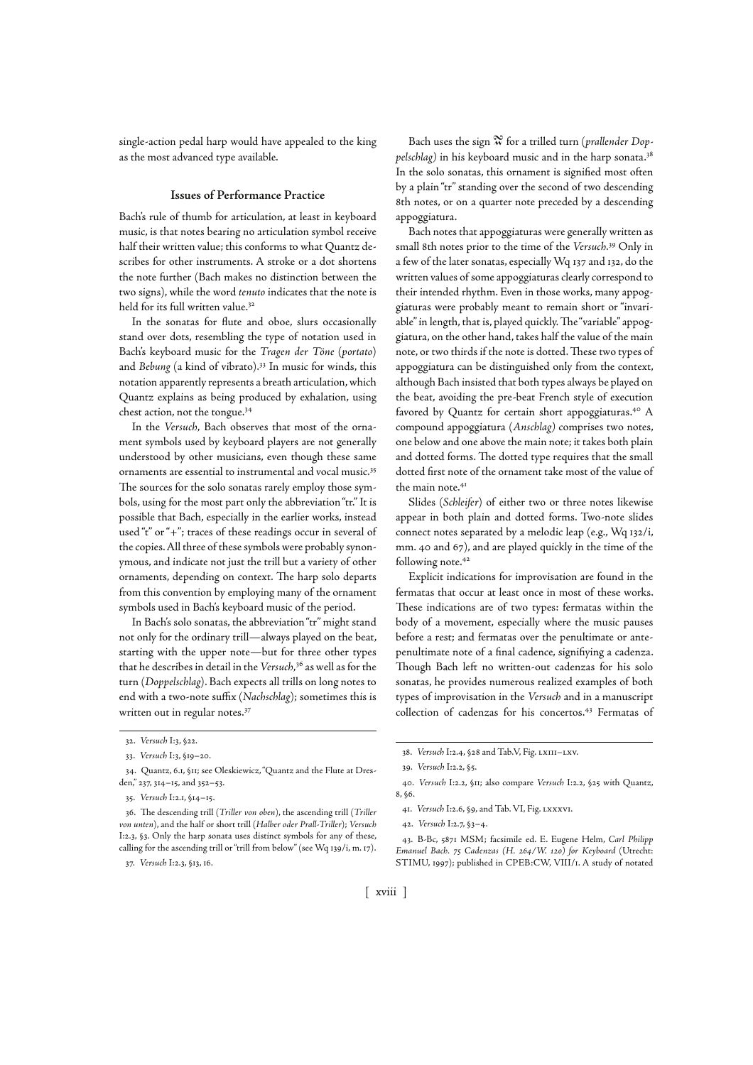single-action pedal harp would have appealed to the king as the most advanced type available.

### Issues of Performance Practice

Bach's rule of thumb for articulation, at least in keyboard music, is that notes bearing no articulation symbol receive half their written value; this conforms to what Quantz describes for other instruments. A stroke or a dot shortens the note further (Bach makes no distinction between the two signs), while the word *tenuto* indicates that the note is held for its full written value.[32]

In the sonatas for flute and oboe, slurs occasionally stand over dots, resembling the type of notation used in Bach's keyboard music for the *Tragen der Töne* (*portato*) and *Bebung* (a kind of vibrato).[33] In music for winds, this notation apparently represents a breath articulation, which Quantz explains as being produced by exhalation, using chest action, not the tongue.[34]

In the *Versuch*, Bach observes that most of the ornament symbols used by keyboard players are not generally understood by other musicians, even though these same ornaments are essential to instrumental and vocal music.[35] The sources for the solo sonatas rarely employ those symbols, using for the most part only the abbreviation "tr." It is possible that Bach, especially in the earlier works, instead used "t" or "+"; traces of these readings occur in several of the copies. All three of these symbols were probably synonymous, and indicate not just the trill but a variety of other ornaments, depending on context. The harp solo departs from this convention by employing many of the ornament symbols used in Bach's keyboard music of the period.

In Bach's solo sonatas, the abbreviation "tr" might stand not only for the ordinary trill—always played on the beat, starting with the upper note—but for three other types that he describes in detail in the *Versuch*,[36] as well as for the turn (*Doppelschlag*). Bach expects all trills on long notes to end with a two-note suffix (*Nachschlag*); sometimes this is written out in regular notes.[37]

Bach uses the sign 𝆗 for a trilled turn (*prallender Doppelschlag*) in his keyboard music and in the harp sonata.[38] In the solo sonatas, this ornament is signified most often by a plain "tr" standing over the second of two descending 8th notes, or on a quarter note preceded by a descending appoggiatura.

Bach notes that appoggiaturas were generally written as small 8th notes prior to the time of the *Versuch*.[39] Only in a few of the later sonatas, especially Wq 137 and 132, do the written values of some appoggiaturas clearly correspond to their intended rhythm. Even in those works, many appoggiaturas were probably meant to remain short or "invariable" in length, that is, played quickly. The "variable" appoggiatura, on the other hand, takes half the value of the main note, or two thirds if the note is dotted. These two types of appoggiatura can be distinguished only from the context, although Bach insisted that both types always be played on the beat, avoiding the pre-beat French style of execution favored by Quantz for certain short appoggiaturas.[40] A compound appoggiatura (*Anschlag*) comprises two notes, one below and one above the main note; it takes both plain and dotted forms. The dotted type requires that the small dotted first note of the ornament take most of the value of the main note.[41]

Slides (*Schleifer*) of either two or three notes likewise appear in both plain and dotted forms. Two-note slides connect notes separated by a melodic leap (e.g., Wq 132/i, mm. 40 and 67), and are played quickly in the time of the following note.[42]

Explicit indications for improvisation are found in the fermatas that occur at least once in most of these works. These indications are of two types: fermatas within the body of a movement, especially where the music pauses before a rest; and fermatas over the penultimate or antepenultimate note of a final cadence, signifiying a cadenza. Though Bach left no written-out cadenzas for his solo sonatas, he provides numerous realized examples of both types of improvisation in the *Versuch* and in a manuscript collection of cadenzas for his concertos.[43] Fermatas of

---

32. *Versuch* I:3, §22.

33. *Versuch* I:3, §19–20.

34. Quantz, 6.1, §11; see Oleskiewicz, "Quantz and the Flute at Dresden," 237, 314–15, and 352–53.

35. *Versuch* I:2.1, §14–15.

36. The descending trill (*Triller von oben*), the ascending trill (*Triller von unten*), and the half or short trill (*Halber oder Prall-Triller*); *Versuch* I:2.3, §3. Only the harp sonata uses distinct symbols for any of these, calling for the ascending trill or "trill from below" (see Wq 139/i, m. 17).

37. *Versuch* I:2.3, §13, 16.

38. *Versuch* I:2.4, §28 and Tab.V, Fig. LXIII–LXV.

39. *Versuch* I:2.2, §5.

40. *Versuch* I:2.2, §11; also compare *Versuch* I:2.2, §25 with Quantz, 8, §6.

41. *Versuch* I:2.6, §9, and Tab. VI, Fig. LXXXVI.

42. *Versuch* I:2.7, §3–4.

43. B-Bc, 5871 MSM; facsimile ed. E. Eugene Helm, *Carl Philipp Emanuel Bach. 75 Cadenzas (H. 264/W. 120) for Keyboard* (Utrecht: STIMU, 1997); published in CPEB:CW, VIII/1. A study of notated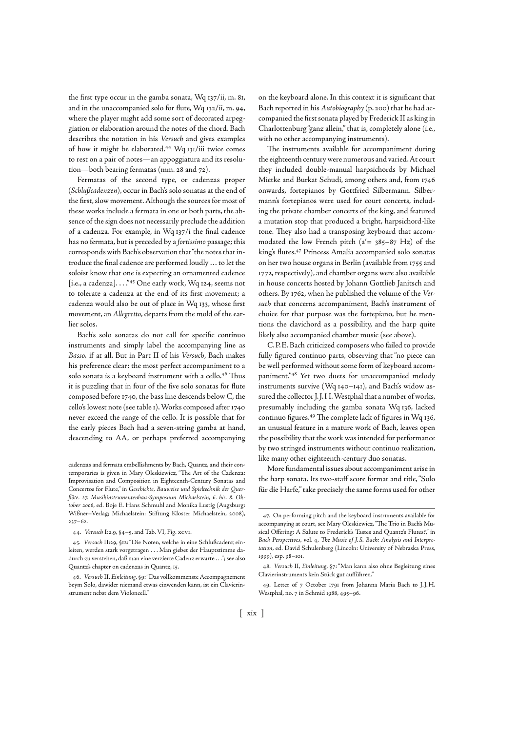the first type occur in the gamba sonata, Wq 137/ii, m. 81, and in the unaccompanied solo for flute, Wq 132/ii, m. 94, where the player might add some sort of decorated arpeggiation or elaboration around the notes of the chord. Bach describes the notation in his *Versuch* and gives examples of how it might be elaborated.[44] Wq 131/iii twice comes to rest on a pair of notes—an appoggiatura and its resolution—both bearing fermatas (mm. 28 and 72).

Fermatas of the second type, or cadenzas proper (*Schlußcadenzen*), occur in Bach's solo sonatas at the end of the first, slow movement. Although the sources for most of these works include a fermata in one or both parts, the absence of the sign does not necessarily preclude the addition of a cadenza. For example, in Wq 137/i the final cadence has no fermata, but is preceded by a *fortissimo* passage; this corresponds with Bach's observation that "the notes that introduce the final cadence are performed loudly ... to let the soloist know that one is expecting an ornamented cadence [i.e., a cadenza]. . . ."[45] One early work, Wq 124, seems not to tolerate a cadenza at the end of its first movement; a cadenza would also be out of place in Wq 133, whose first movement, an *Allegretto*, departs from the mold of the earlier solos.

Bach's solo sonatas do not call for specific continuo instruments and simply label the accompanying line as *Basso*, if at all. But in Part II of his *Versuch*, Bach makes his preference clear: the most perfect accompaniment to a solo sonata is a keyboard instrument with a cello.[46] Thus it is puzzling that in four of the five solo sonatas for flute composed before 1740, the bass line descends below C, the cello's lowest note (see table 1). Works composed after 1740 never exceed the range of the cello. It is possible that for the early pieces Bach had a seven-string gamba at hand, descending to AA, or perhaps preferred accompanying on the keyboard alone. In this context it is significant that Bach reported in his *Autobiography* (p. 200) that he had accompanied the first sonata played by Frederick II as king in Charlottenburg "ganz allein," that is, completely alone (i.e., with no other accompanying instruments).

The instruments available for accompaniment during the eighteenth century were numerous and varied. At court they included double-manual harpsichords by Michael Mietke and Burkat Schudi, among others and, from 1746 onwards, fortepianos by Gottfried Silbermann. Silbermann's fortepianos were used for court concerts, including the private chamber concerts of the king, and featured a mutation stop that produced a bright, harpsichord-like tone. They also had a transposing keyboard that accommodated the low French pitch (a′= 385–87 Hz) of the king's flutes.[47] Princess Amalia accompanied solo sonatas on her two house organs in Berlin (available from 1755 and 1772, respectively), and chamber organs were also available in house concerts hosted by Johann Gottlieb Janitsch and others. By 1762, when he published the volume of the *Versuch* that concerns accompaniment, Bach's instrument of choice for that purpose was the fortepiano, but he mentions the clavichord as a possibility, and the harp quite likely also accompanied chamber music (see above).

C. P. E. Bach criticized composers who failed to provide fully figured continuo parts, observing that "no piece can be well performed without some form of keyboard accompaniment."[48] Yet two duets for unaccompanied melody instruments survive (Wq 140–141), and Bach's widow assured the collector J. J. H. Westphal that a number of works, presumably including the gamba sonata Wq 136, lacked continuo figures.[49] The complete lack of figures in Wq 136, an unusual feature in a mature work of Bach, leaves open the possibility that the work was intended for performance by two stringed instruments without continuo realization, like many other eighteenth-century duo sonatas.

More fundamental issues about accompaniment arise in the harp sonata. Its two-staff score format and title, "Solo für die Harfe," take precisely the same forms used for other

---

cadenzas and fermata embellishments by Bach, Quantz, and their contemporaries is given in Mary Oleskiewicz, "The Art of the Cadenza: Improvisation and Composition in Eighteenth-Century Sonatas and Concertos for Flute," in *Geschichte, Bauweise und Spieltechnik der Querflöte. 27. Musikinstrumentenbau-Symposium Michaelstein, 6. bis. 8. Oktober 2006*, ed. Boje E. Hans Schmuhl and Monika Lustig (Augsburg: Wißner–Verlag; Michaelstein: Stiftung Kloster Michaelstein, 2008), 237–62.

44. *Versuch* I:2.9, §4–5, and Tab. VI, Fig. xcvi.

45. *Versuch* II:29, §12: "Die Noten, welche in eine Schlußcadenz einleiten, werden stark vorgetragen . . . Man giebet der Hauptstimme dadurch zu verstehen, daß man eine verzierte Cadenz erwarte . . ."; see also Quantz's chapter on cadenzas in Quantz, 15.

46. *Versuch* II, *Einleitung*, §9: "Das vollkommenste Accompagnement beym Solo, dawider niemand etwas einwenden kann, ist ein Clavierinstrument nebst dem Violoncell."

47. On performing pitch and the keyboard instruments available for accompanying at court, see Mary Oleskiewicz, "The Trio in Bach's Musical Offering: A Salute to Frederick's Tastes and Quantz's Flutes?," in *Bach Perspectives*, vol. 4, *The Music of J. S. Bach: Analysis and Interpretation*, ed. David Schulenberg (Lincoln: University of Nebraska Press, 1999), esp. 98–101.

48. *Versuch* II, *Einleitung*, §7: "Man kann also ohne Begleitung eines Clavierinstruments kein Stück gut aufführen."

49. Letter of 7 October 1791 from Johanna Maria Bach to J. J. H. Westphal, no. 7 in Schmid 1988, 495–96.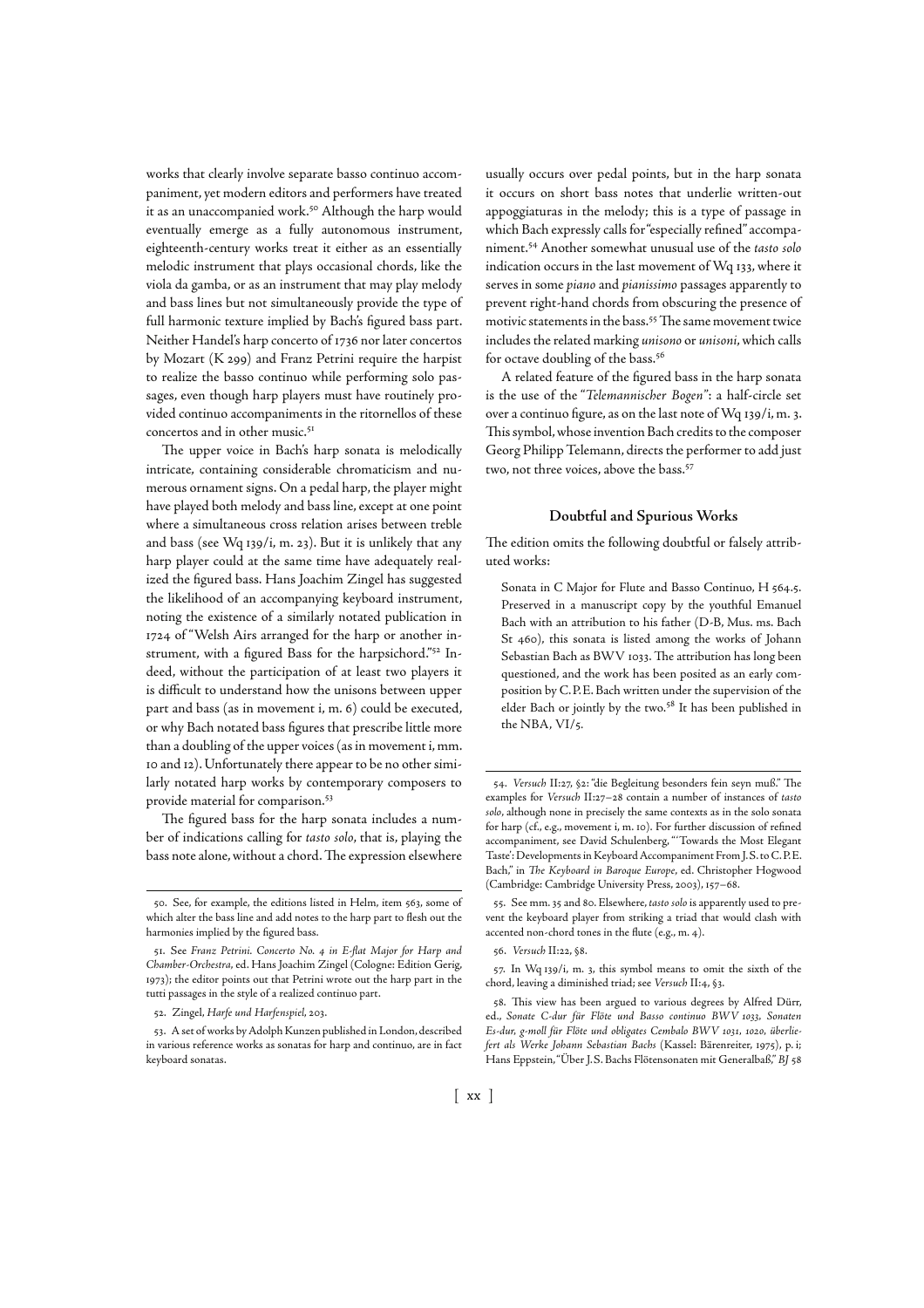works that clearly involve separate basso continuo accompaniment, yet modern editors and performers have treated it as an unaccompanied work.[50] Although the harp would eventually emerge as a fully autonomous instrument, eighteenth-century works treat it either as an essentially melodic instrument that plays occasional chords, like the viola da gamba, or as an instrument that may play melody and bass lines but not simultaneously provide the type of full harmonic texture implied by Bach's figured bass part. Neither Handel's harp concerto of 1736 nor later concertos by Mozart (K 299) and Franz Petrini require the harpist to realize the basso continuo while performing solo passages, even though harp players must have routinely provided continuo accompaniments in the ritornellos of these concertos and in other music.[51]

The upper voice in Bach's harp sonata is melodically intricate, containing considerable chromaticism and numerous ornament signs. On a pedal harp, the player might have played both melody and bass line, except at one point where a simultaneous cross relation arises between treble and bass (see Wq 139/i, m. 23). But it is unlikely that any harp player could at the same time have adequately realized the figured bass. Hans Joachim Zingel has suggested the likelihood of an accompanying keyboard instrument, noting the existence of a similarly notated publication in 1724 of "Welsh Airs arranged for the harp or another instrument, with a figured Bass for the harpsichord."[52] Indeed, without the participation of at least two players it is difficult to understand how the unisons between upper part and bass (as in movement i, m. 6) could be executed, or why Bach notated bass figures that prescribe little more than a doubling of the upper voices (as in movement i, mm. 10 and 12). Unfortunately there appear to be no other similarly notated harp works by contemporary composers to provide material for comparison.[53]

The figured bass for the harp sonata includes a number of indications calling for *tasto solo*, that is, playing the bass note alone, without a chord. The expression elsewhere usually occurs over pedal points, but in the harp sonata it occurs on short bass notes that underlie written-out appoggiaturas in the melody; this is a type of passage in which Bach expressly calls for "especially refined" accompaniment.[54] Another somewhat unusual use of the *tasto solo* indication occurs in the last movement of Wq 133, where it serves in some *piano* and *pianissimo* passages apparently to prevent right-hand chords from obscuring the presence of motivic statements in the bass.[55] The same movement twice includes the related marking *unisono* or *unisoni*, which calls for octave doubling of the bass.[56]

A related feature of the figured bass in the harp sonata is the use of the "*Telemannischer Bogen*": a half-circle set over a continuo figure, as on the last note of Wq 139/i, m. 3. This symbol, whose invention Bach credits to the composer Georg Philipp Telemann, directs the performer to add just two, not three voices, above the bass.[57]

### Doubtful and Spurious Works

The edition omits the following doubtful or falsely attributed works:

> Sonata in C Major for Flute and Basso Continuo, H 564.5. Preserved in a manuscript copy by the youthful Emanuel Bach with an attribution to his father (D-B, Mus. ms. Bach St 460), this sonata is listed among the works of Johann Sebastian Bach as BWV 1033. The attribution has long been questioned, and the work has been posited as an early composition by C. P. E. Bach written under the supervision of the elder Bach or jointly by the two.[58] It has been published in the NBA, VI/5.

---

50. See, for example, the editions listed in Helm, item 563, some of which alter the bass line and add notes to the harp part to flesh out the harmonies implied by the figured bass.

51. See *Franz Petrini. Concerto No. 4 in E-flat Major for Harp and Chamber-Orchestra*, ed. Hans Joachim Zingel (Cologne: Edition Gerig, 1973); the editor points out that Petrini wrote out the harp part in the tutti passages in the style of a realized continuo part.

52. Zingel, *Harfe und Harfenspiel*, 203.

53. A set of works by Adolph Kunzen published in London, described in various reference works as sonatas for harp and continuo, are in fact keyboard sonatas.

54. *Versuch* II:27, §2: "die Begleitung besonders fein seyn muß." The examples for *Versuch* II:27–28 contain a number of instances of *tasto solo*, although none in precisely the same contexts as in the solo sonata for harp (cf., e.g., movement i, m. 10). For further discussion of refined accompaniment, see David Schulenberg, "'Towards the Most Elegant Taste': Developments in Keyboard Accompaniment From J. S. to C. P. E. Bach," in *The Keyboard in Baroque Europe*, ed. Christopher Hogwood (Cambridge: Cambridge University Press, 2003), 157–68.

55. See mm. 35 and 80. Elsewhere, *tasto solo* is apparently used to prevent the keyboard player from striking a triad that would clash with accented non-chord tones in the flute (e.g., m. 4).

56. *Versuch* II:22, §8.

57. In Wq 139/i, m. 3, this symbol means to omit the sixth of the chord, leaving a diminished triad; see *Versuch* II:4, §3.

58. This view has been argued to various degrees by Alfred Dürr, ed., *Sonate C-dur für Flöte und Basso continuo BWV 1033, Sonaten Es-dur, g-moll für Flöte und obligates Cembalo BWV 1031, 1020, überliefert als Werke Johann Sebastian Bachs* (Kassel: Bärenreiter, 1975), p. i; Hans Eppstein, "Über J. S. Bachs Flötensonaten mit Generalbaß," *BJ* 58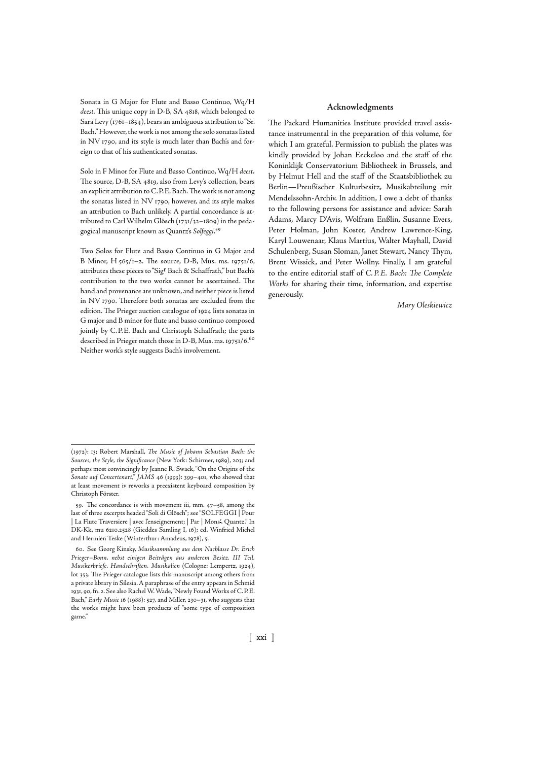Sonata in G Major for Flute and Basso Continuo, Wq/H *deest*. This unique copy in D-B, SA 4818, which belonged to Sara Levy (1761–1854), bears an ambiguous attribution to "Sr. Bach." However, the work is not among the solo sonatas listed in NV 1790, and its style is much later than Bach's and foreign to that of his authenticated sonatas.

Solo in F Minor for Flute and Basso Continuo, Wq/H *deest*. The source, D-B, SA 4819, also from Levy's collection, bears an explicit attribution to C. P. E. Bach. The work is not among the sonatas listed in NV 1790, however, and its style makes an attribution to Bach unlikely. A partial concordance is attributed to Carl Wilhelm Glösch (1731/32–1809) in the pedagogical manuscript known as Quantz's *Solfeggi*.[59]

Two Solos for Flute and Basso Continuo in G Major and B Minor, H 565/1–2. The source, D-B, Mus. ms. 19751/6, attributes these pieces to "Sig^r Bach & Schaffrath," but Bach's contribution to the two works cannot be ascertained. The hand and provenance are unknown, and neither piece is listed in NV 1790. Therefore both sonatas are excluded from the edition. The Prieger auction catalogue of 1924 lists sonatas in G major and B minor for flute and basso continuo composed jointly by C. P. E. Bach and Christoph Schaffrath; the parts described in Prieger match those in D-B, Mus. ms. 19751/6.[60] Neither work's style suggests Bach's involvement.

## Acknowledgments

The Packard Humanities Institute provided travel assistance instrumental in the preparation of this volume, for which I am grateful. Permission to publish the plates was kindly provided by Johan Eeckeloo and the staff of the Koninklijk Conservatorium Bibliotheek in Brussels, and by Helmut Hell and the staff of the Staatsbibliothek zu Berlin—Preußischer Kulturbesitz, Musikabteilung mit Mendelssohn-Archiv. In addition, I owe a debt of thanks to the following persons for assistance and advice: Sarah Adams, Marcy D'Avis, Wolfram Enßlin, Susanne Evers, Peter Holman, John Koster, Andrew Lawrence-King, Karyl Louwenaar, Klaus Martius, Walter Mayhall, David Schulenberg, Susan Sloman, Janet Stewart, Nancy Thym, Brent Wissick, and Peter Wollny. Finally, I am grateful to the entire editorial staff of *C. P. E. Bach: The Complete Works* for sharing their time, information, and expertise generously.

*Mary Oleskiewicz*

---

(1972): 13; Robert Marshall, *The Music of Johann Sebastian Bach: the Sources, the Style, the Significance* (New York: Schirmer, 1989), 203; and perhaps most convincingly by Jeanne R. Swack, "On the Origins of the *Sonate auf Concertenart*," *JAMS* 46 (1993): 399–401, who showed that at least movement iv reworks a preexistent keyboard composition by Christoph Förster.

59. The concordance is with movement iii, mm. 47–58, among the last of three excerpts headed "Soli di Glösch"; see "SOLFEGGI | Pour | La Flute Traversiere | avec l'enseignement; | Par | Mons^r. Quantz." In DK-Kk, mu 6210.2528 (Gieddes Samling I, 16); ed. Winfried Michel and Hermien Teske (Winterthur: Amadeus, 1978), 5.

60. See Georg Kinsky, *Musiksammlung aus dem Nachlasse Dr. Erich Prieger–Bonn, nebst einigen Beiträgen aus anderem Besitz. III Teil. Musikerbriefe, Handschriften, Musikalien* (Cologne: Lempertz, 1924), lot 353. The Prieger catalogue lists this manuscript among others from a private library in Silesia. A paraphrase of the entry appears in Schmid 1931, 90, fn. 2. See also Rachel W. Wade, "Newly Found Works of C. P. E. Bach," *Early Music* 16 (1988): 527, and Miller, 230–31, who suggests that the works might have been products of "some type of composition game."